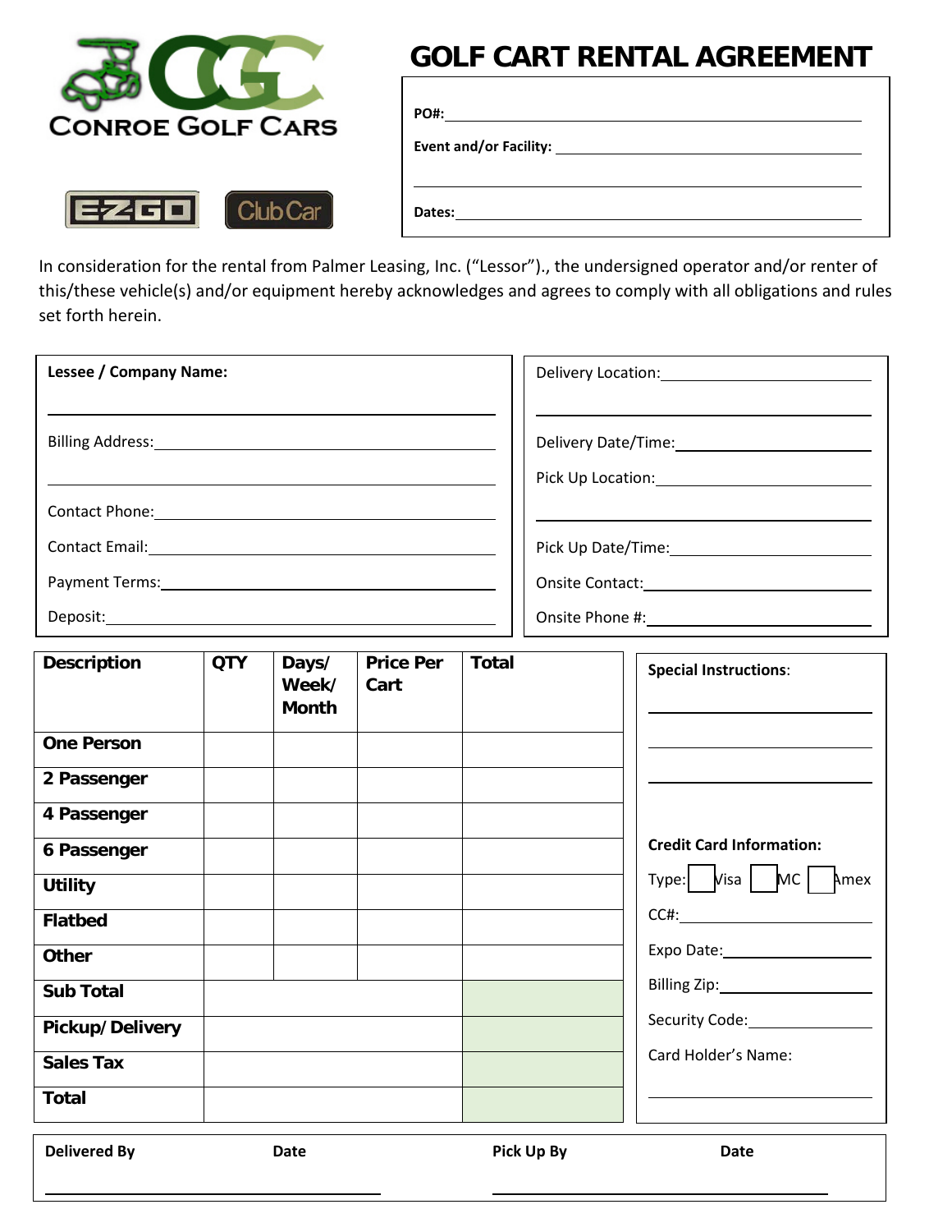CONROE GOLF CARS

EZGO Club Car

# GOLF CART RENTAL AGREEMENT

**PO#:** ______________________________

**Event and/or Facility:** ______________________________

______________________________

**Dates:** ______________________________

In consideration for the rental from Palmer Leasing, Inc. ("Lessor")., the undersigned operator and/or renter of this/these vehicle(s) and/or equipment hereby acknowledges and agrees to comply with all obligations and rules set forth herein.

**Lessee / Company Name:**

______________________________

Billing Address: ______________________________

______________________________

Contact Phone: ______________________________

Contact Email: ______________________________

Payment Terms: ______________________________

Deposit: ______________________________

Delivery Location: ______________________________

______________________________

Delivery Date/Time: ______________________________

Pick Up Location: ______________________________

______________________________

Pick Up Date/Time: ______________________________

Onsite Contact: ______________________________

Onsite Phone #: ______________________________

| Description | QTY | Days/ Week/ Month | Price Per Cart | Total |
|---|---|---|---|---|
| One Person | | | | |
| 2 Passenger | | | | |
| 4 Passenger | | | | |
| 6 Passenger | | | | |
| Utility | | | | |
| Flatbed | | | | |
| Other | | | | |
| Sub Total | | | | |
| Pickup/ Delivery | | | | |
| Sales Tax | | | | |
| Total | | | | |

**Special Instructions**:

______________________________

______________________________

______________________________

**Credit Card Information:**

Type: ☐ Visa ☐ MC ☐ Amex

CC#: ______________________________

Expo Date: ______________________________

Billing Zip: ______________________________

Security Code: ______________________________

Card Holder's Name:

______________________________

| Delivered By | Date | Pick Up By | Date |
|---|---|---|---|
| | | | |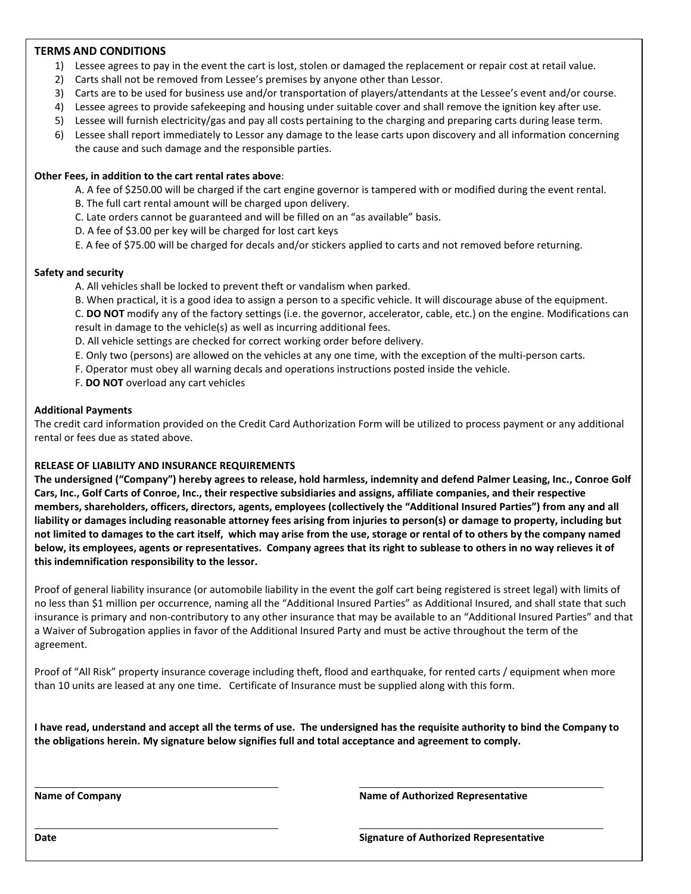## TERMS AND CONDITIONS

1) Lessee agrees to pay in the event the cart is lost, stolen or damaged the replacement or repair cost at retail value.
2) Carts shall not be removed from Lessee's premises by anyone other than Lessor.
3) Carts are to be used for business use and/or transportation of players/attendants at the Lessee's event and/or course.
4) Lessee agrees to provide safekeeping and housing under suitable cover and shall remove the ignition key after use.
5) Lessee will furnish electricity/gas and pay all costs pertaining to the charging and preparing carts during lease term.
6) Lessee shall report immediately to Lessor any damage to the lease carts upon discovery and all information concerning the cause and such damage and the responsible parties.

**Other Fees, in addition to the cart rental rates above**:

A. A fee of $250.00 will be charged if the cart engine governor is tampered with or modified during the event rental.
B. The full cart rental amount will be charged upon delivery.
C. Late orders cannot be guaranteed and will be filled on an "as available" basis.
D. A fee of $3.00 per key will be charged for lost cart keys
E. A fee of $75.00 will be charged for decals and/or stickers applied to carts and not removed before returning.

**Safety and security**

A. All vehicles shall be locked to prevent theft or vandalism when parked.
B. When practical, it is a good idea to assign a person to a specific vehicle. It will discourage abuse of the equipment.
C. **DO NOT** modify any of the factory settings (i.e. the governor, accelerator, cable, etc.) on the engine. Modifications can result in damage to the vehicle(s) as well as incurring additional fees.
D. All vehicle settings are checked for correct working order before delivery.
E. Only two (persons) are allowed on the vehicles at any one time, with the exception of the multi-person carts.
F. Operator must obey all warning decals and operations instructions posted inside the vehicle.
F. **DO NOT** overload any cart vehicles

**Additional Payments**

The credit card information provided on the Credit Card Authorization Form will be utilized to process payment or any additional rental or fees due as stated above.

**RELEASE OF LIABILITY AND INSURANCE REQUIREMENTS**

**The undersigned ("Company") hereby agrees to release, hold harmless, indemnity and defend Palmer Leasing, Inc., Conroe Golf Cars, Inc., Golf Carts of Conroe, Inc., their respective subsidiaries and assigns, affiliate companies, and their respective members, shareholders, officers, directors, agents, employees (collectively the "Additional Insured Parties") from any and all liability or damages including reasonable attorney fees arising from injuries to person(s) or damage to property, including but not limited to damages to the cart itself, which may arise from the use, storage or rental of to others by the company named below, its employees, agents or representatives. Company agrees that its right to sublease to others in no way relieves it of this indemnification responsibility to the lessor.**

Proof of general liability insurance (or automobile liability in the event the golf cart being registered is street legal) with limits of no less than $1 million per occurrence, naming all the "Additional Insured Parties" as Additional Insured, and shall state that such insurance is primary and non-contributory to any other insurance that may be available to an "Additional Insured Parties" and that a Waiver of Subrogation applies in favor of the Additional Insured Party and must be active throughout the term of the agreement.

Proof of "All Risk" property insurance coverage including theft, flood and earthquake, for rented carts / equipment when more than 10 units are leased at any one time. Certificate of Insurance must be supplied along with this form.

**I have read, understand and accept all the terms of use. The undersigned has the requisite authority to bind the Company to the obligations herein. My signature below signifies full and total acceptance and agreement to comply.**

**Name of Company** \_\_\_\_\_\_\_\_\_\_\_\_\_\_\_\_\_\_\_\_

**Name of Authorized Representative** \_\_\_\_\_\_\_\_\_\_\_\_\_\_\_\_\_\_\_\_

**Date** \_\_\_\_\_\_\_\_\_\_\_\_\_\_\_\_\_\_\_\_

**Signature of Authorized Representative** \_\_\_\_\_\_\_\_\_\_\_\_\_\_\_\_\_\_\_\_